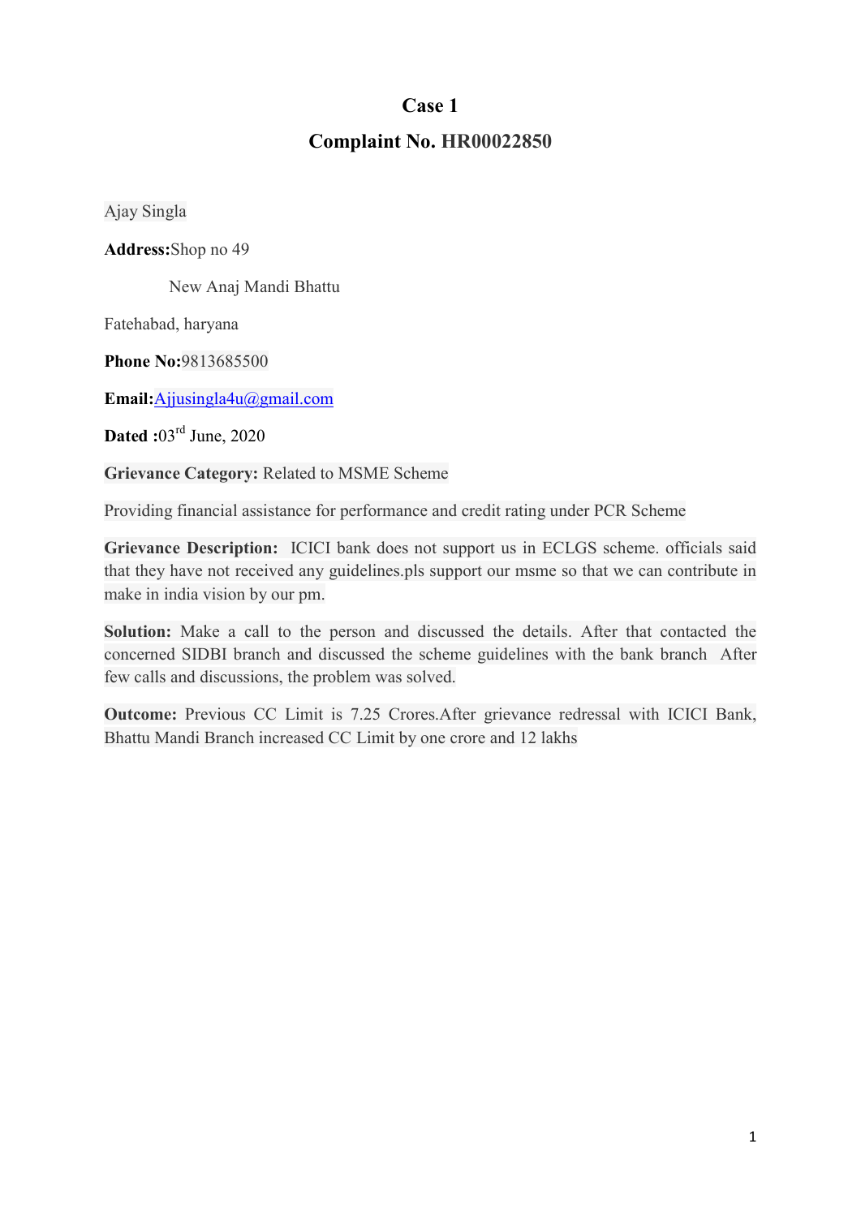# Case 1

## Complaint No. HR00022850

Ajay Singla

**Address:** Shop no 49

New Anaj Mandi Bhattu

Fatehabad, haryana

**Phone No:** 9813685500

**Email:** Ajjusingla4u@gmail.com

**Dated :** 03rd June, 2020

**Grievance Category:** Related to MSME Scheme

Providing financial assistance for performance and credit rating under PCR Scheme

**Grievance Description:** ICICI bank does not support us in ECLGS scheme. officials said that they have not received any guidelines.pls support our msme so that we can contribute in make in india vision by our pm.

**Solution:** Make a call to the person and discussed the details. After that contacted the concerned SIDBI branch and discussed the scheme guidelines with the bank branch After few calls and discussions, the problem was solved.

**Outcome:** Previous CC Limit is 7.25 Crores.After grievance redressal with ICICI Bank, Bhattu Mandi Branch increased CC Limit by one crore and 12 lakhs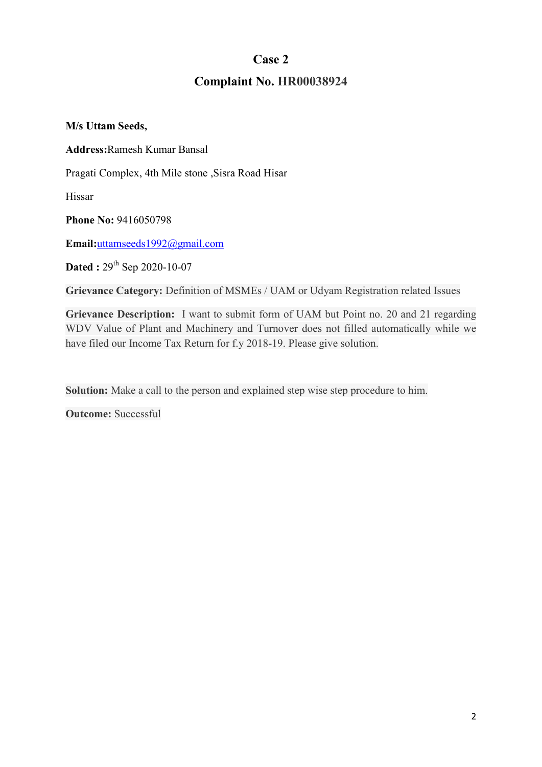# Case 2

## Complaint No. HR00038924

**M/s Uttam Seeds,**

**Address:**Ramesh Kumar Bansal

Pragati Complex, 4th Mile stone ,Sisra Road Hisar

Hissar

**Phone No:** 9416050798

**Email:**uttamseeds1992@gmail.com

**Dated :** 29th Sep 2020-10-07

**Grievance Category:** Definition of MSMEs / UAM or Udyam Registration related Issues

**Grievance Description:** I want to submit form of UAM but Point no. 20 and 21 regarding WDV Value of Plant and Machinery and Turnover does not filled automatically while we have filed our Income Tax Return for f.y 2018-19. Please give solution.

**Solution:** Make a call to the person and explained step wise step procedure to him.

**Outcome:** Successful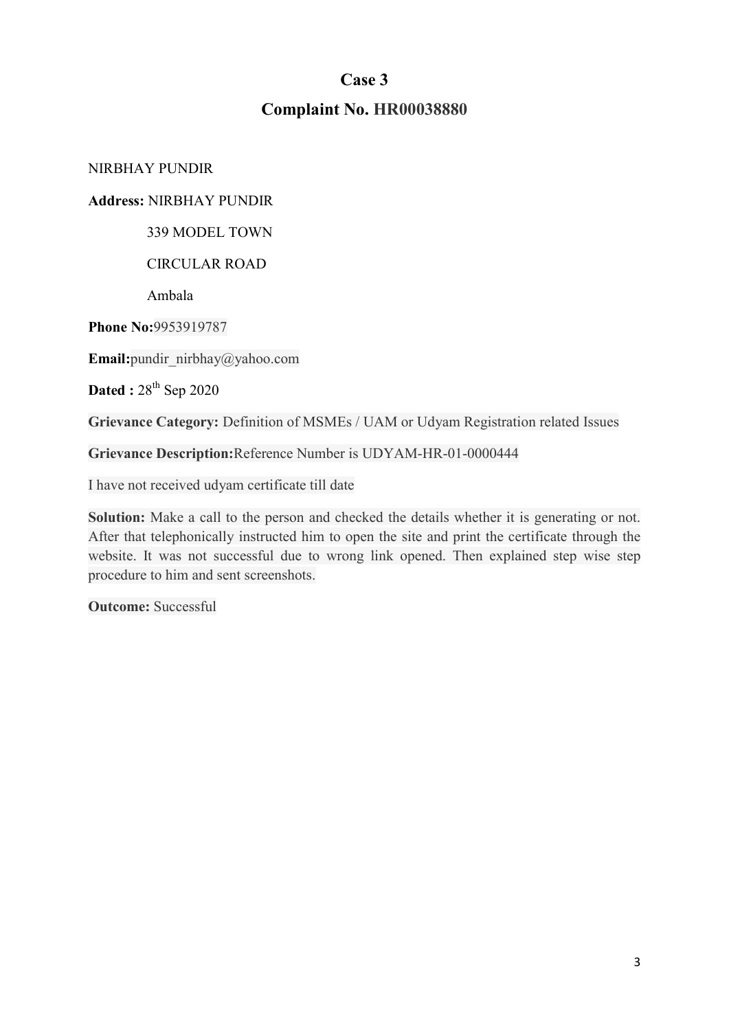# Case 3

## Complaint No. HR00038880

NIRBHAY PUNDIR

**Address:** NIRBHAY PUNDIR

339 MODEL TOWN

CIRCULAR ROAD

Ambala

**Phone No:**9953919787

**Email:**pundir_nirbhay@yahoo.com

**Dated :** 28th Sep 2020

**Grievance Category:** Definition of MSMEs / UAM or Udyam Registration related Issues

**Grievance Description:**Reference Number is UDYAM-HR-01-0000444

I have not received udyam certificate till date

**Solution:** Make a call to the person and checked the details whether it is generating or not. After that telephonically instructed him to open the site and print the certificate through the website. It was not successful due to wrong link opened. Then explained step wise step procedure to him and sent screenshots.

**Outcome:** Successful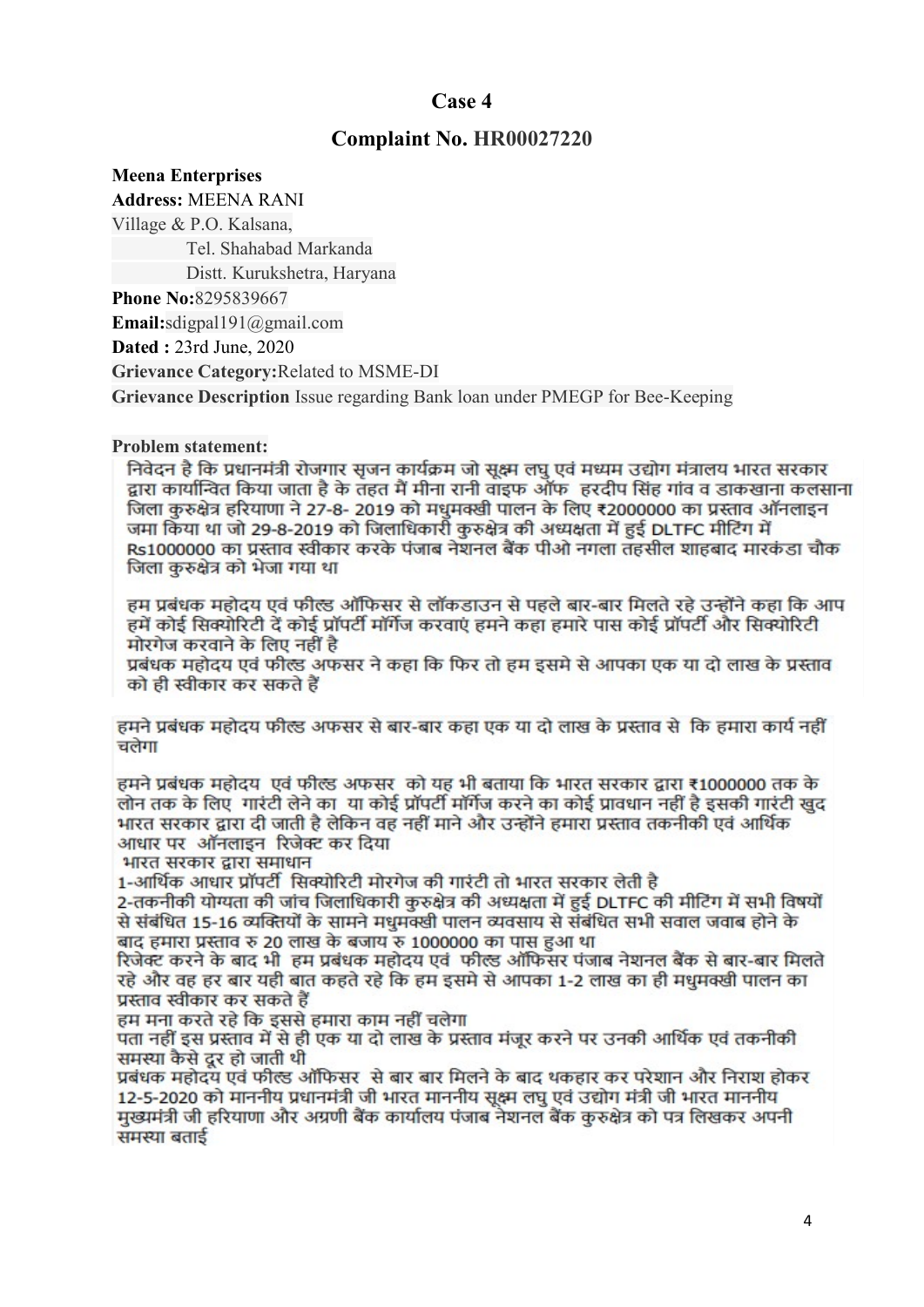## Case 4

## Complaint No. HR00027220

**Meena Enterprises**
**Address:** MEENA RANI
Village & P.O. Kalsana,
Tel. Shahabad Markanda
Distt. Kurukshetra, Haryana
**Phone No:**8295839667
**Email:**sdigpal191@gmail.com
**Dated :** 23rd June, 2020
**Grievance Category:**Related to MSME-DI
**Grievance Description** Issue regarding Bank loan under PMEGP for Bee-Keeping

**Problem statement:**

निवेदन है कि प्रधानमंत्री रोजगार सृजन कार्यक्रम जो सूक्ष्म लघु एवं मध्यम उद्योग मंत्रालय भारत सरकार द्वारा कार्यान्वित किया जाता है के तहत मैं मीना रानी वाइफ ऑफ हरदीप सिंह गांव व डाकखाना कलसाना जिला कुरुक्षेत्र हरियाणा ने 27-8- 2019 को मधुमक्खी पालन के लिए ₹2000000 का प्रस्ताव ऑनलाइन जमा किया था जो 29-8-2019 को जिलाधिकारी कुरुक्षेत्र की अध्यक्षता में हुई DLTFC मीटिंग में Rs1000000 का प्रस्ताव स्वीकार करके पंजाब नेशनल बैंक पीओ नगला तहसील शाहबाद मारकंडा चौक जिला कुरुक्षेत्र को भेजा गया था

हम प्रबंधक महोदय एवं फील्ड ऑफिसर से लॉकडाउन से पहले बार-बार मिलते रहे उन्होंने कहा कि आप हमें कोई सिक्योरिटी दें कोई प्रॉपर्टी मॉर्गेज करवाएं हमने कहा हमारे पास कोई प्रॉपर्टी और सिक्योरिटी मोरगेज करवाने के लिए नहीं है
प्रबंधक महोदय एवं फील्ड अफसर ने कहा कि फिर तो हम इसमे से आपका एक या दो लाख के प्रस्ताव को ही स्वीकार कर सकते हैं

हमने प्रबंधक महोदय फील्ड अफसर से बार-बार कहा एक या दो लाख के प्रस्ताव से कि हमारा कार्य नहीं चलेगा

हमने प्रबंधक महोदय एवं फील्ड अफसर को यह भी बताया कि भारत सरकार द्वारा ₹1000000 तक के लोन तक के लिए गारंटी लेने का या कोई प्रॉपर्टी मॉर्गेज करने का कोई प्रावधान नहीं है इसकी गारंटी खुद भारत सरकार द्वारा दी जाती है लेकिन वह नहीं माने और उन्होंने हमारा प्रस्ताव तकनीकी एवं आर्थिक आधार पर ऑनलाइन रिजेक्ट कर दिया
भारत सरकार द्वारा समाधान
1-आर्थिक आधार प्रॉपर्टी सिक्योरिटी मोरगेज की गारंटी तो भारत सरकार लेती है
2-तकनीकी योग्यता की जांच जिलाधिकारी कुरुक्षेत्र की अध्यक्षता में हुई DLTFC की मीटिंग में सभी विषयों से संबंधित 15-16 व्यक्तियों के सामने मधुमक्खी पालन व्यवसाय से संबंधित सभी सवाल जवाब होने के बाद हमारा प्रस्ताव रु 20 लाख के बजाय रु 1000000 का पास हुआ था
रिजेक्ट करने के बाद भी हम प्रबंधक महोदय एवं फील्ड ऑफिसर पंजाब नेशनल बैंक से बार-बार मिलते रहे और वह हर बार यही बात कहते रहे कि हम इसमे से आपका 1-2 लाख का ही मधुमक्खी पालन का प्रस्ताव स्वीकार कर सकते हैं
हम मना करते रहे कि इससे हमारा काम नहीं चलेगा
पता नहीं इस प्रस्ताव में से ही एक या दो लाख के प्रस्ताव मंजूर करने पर उनकी आर्थिक एवं तकनीकी समस्या कैसे दूर हो जाती थी
प्रबंधक महोदय एवं फील्ड ऑफिसर से बार बार मिलने के बाद थकहार कर परेशान और निराश होकर 12-5-2020 को माननीय प्रधानमंत्री जी भारत माननीय सूक्ष्म लघु एवं उद्योग मंत्री जी भारत माननीय मुख्यमंत्री जी हरियाणा और अग्रणी बैंक कार्यालय पंजाब नेशनल बैंक कुरुक्षेत्र को पत्र लिखकर अपनी समस्या बताई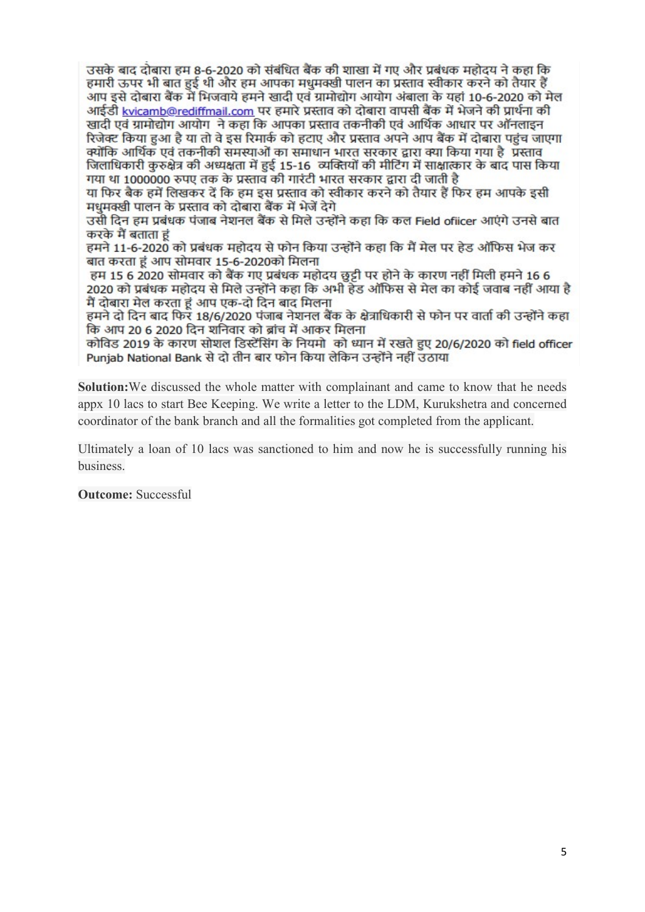उसके बाद दोबारा हम 8-6-2020 को संबंधित बैंक की शाखा में गए और प्रबंधक महोदय ने कहा कि हमारी ऊपर भी बात हुई थी और हम आपका मधुमक्खी पालन का प्रस्ताव स्वीकार करने को तैयार हैं आप इसे दोबारा बैंक में भिजवाये हमने खादी एवं ग्रामोद्योग आयोग अंबाला के यहां 10-6-2020 को मेल आईडी kvicamb@rediffmail.com पर हमारे प्रस्ताव को दोबारा वापसी बैंक में भेजने की प्रार्थना की खादी एवं ग्रामोद्योग आयोग ने कहा कि आपका प्रस्ताव तकनीकी एवं आर्थिक आधार पर ऑनलाइन रिजेक्ट किया हुआ है या तो वे इस रिमार्क को हटाए और प्रस्ताव अपने आप बैंक में दोबारा पहुंच जाएगा क्योंकि आर्थिक एवं तकनीकी समस्याओं का समाधान भारत सरकार द्वारा क्या किया गया है प्रस्ताव जिलाधिकारी कुरुक्षेत्र की अध्यक्षता में हुई 15-16 व्यक्तियों की मीटिंग में साक्षात्कार के बाद पास किया गया था 1000000 रुपए तक के प्रस्ताव की गारंटी भारत सरकार द्वारा दी जाती है
या फिर बैंक हमें लिखकर दें कि हम इस प्रस्ताव को स्वीकार करने को तैयार हैं फिर हम आपके इसी मधुमक्खी पालन के प्रस्ताव को दोबारा बैंक में भेजें देगे
उसी दिन हम प्रबंधक पंजाब नेशनल बैंक से मिले उन्होंने कहा कि कल Field ofiicer आएंगे उनसे बात करके मैं बताता हूं
हमने 11-6-2020 को प्रबंधक महोदय से फोन किया उन्होंने कहा कि मैं मेल पर हेड ऑफिस भेज कर बात करता हूं आप सोमवार 15-6-2020को मिलना
हम 15 6 2020 सोमवार को बैंक गए प्रबंधक महोदय छुट्टी पर होने के कारण नहीं मिली हमने 16 6 2020 को प्रबंधक महोदय से मिले उन्होंने कहा कि अभी हेड ऑफिस से मेल का कोई जवाब नहीं आया है मैं दोबारा मेल करता हूं आप एक-दो दिन बाद मिलना
हमने दो दिन बाद फिर 18/6/2020 पंजाब नेशनल बैंक के क्षेत्राधिकारी से फोन पर वार्ता की उन्होंने कहा कि आप 20 6 2020 दिन शनिवार को ब्रांच में आकर मिलना
कोविड 2019 के कारण सोशल डिस्टेंसिंग के नियमो को ध्यान में रखते हुए 20/6/2020 को field officer Punjab National Bank से दो तीन बार फोन किया लेकिन उन्होंने नहीं उठाया

**Solution:** We discussed the whole matter with complainant and came to know that he needs appx 10 lacs to start Bee Keeping. We write a letter to the LDM, Kurukshetra and concerned coordinator of the bank branch and all the formalities got completed from the applicant.

Ultimately a loan of 10 lacs was sanctioned to him and now he is successfully running his business.

**Outcome:** Successful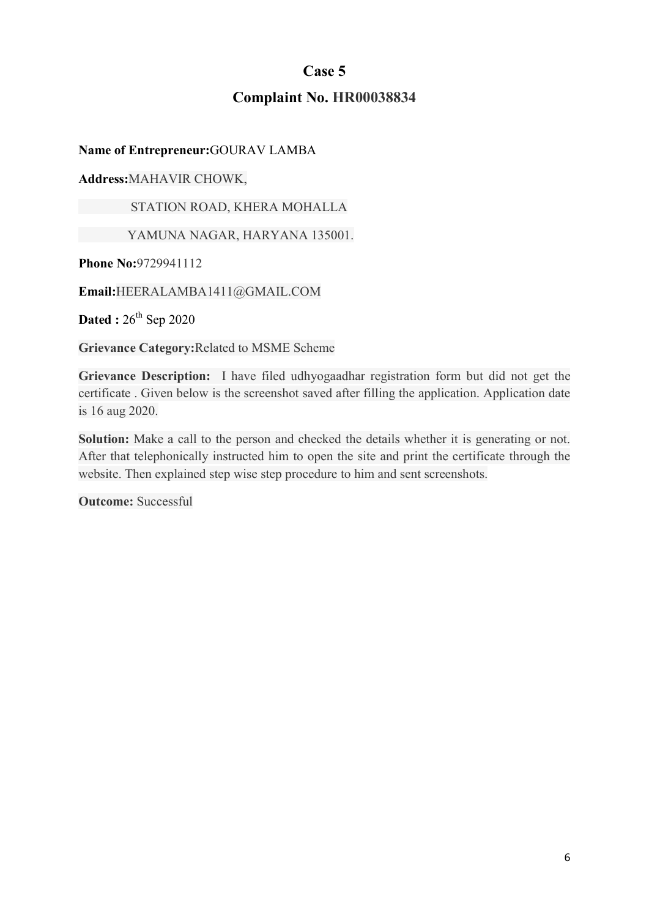# Case 5

## Complaint No. HR00038834

**Name of Entrepreneur:** GOURAV LAMBA

**Address:** MAHAVIR CHOWK,

STATION ROAD, KHERA MOHALLA

YAMUNA NAGAR, HARYANA 135001.

**Phone No:** 9729941112

**Email:** HEERALAMBA1411@GMAIL.COM

**Dated :** 26th Sep 2020

**Grievance Category:** Related to MSME Scheme

**Grievance Description:** I have filed udhyogaadhar registration form but did not get the certificate . Given below is the screenshot saved after filling the application. Application date is 16 aug 2020.

**Solution:** Make a call to the person and checked the details whether it is generating or not. After that telephonically instructed him to open the site and print the certificate through the website. Then explained step wise step procedure to him and sent screenshots.

**Outcome:** Successful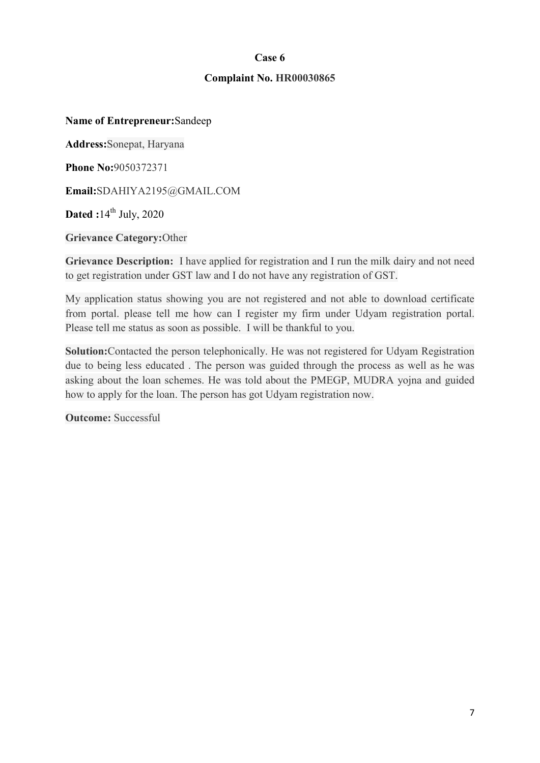**Case 6**

**Complaint No. HR00030865**

**Name of Entrepreneur:** Sandeep

**Address:** Sonepat, Haryana

**Phone No:** 9050372371

**Email:** SDAHIYA2195@GMAIL.COM

**Dated :** 14th July, 2020

**Grievance Category:** Other

**Grievance Description:** I have applied for registration and I run the milk dairy and not need to get registration under GST law and I do not have any registration of GST.

My application status showing you are not registered and not able to download certificate from portal. please tell me how can I register my firm under Udyam registration portal. Please tell me status as soon as possible. I will be thankful to you.

**Solution:** Contacted the person telephonically. He was not registered for Udyam Registration due to being less educated . The person was guided through the process as well as he was asking about the loan schemes. He was told about the PMEGP, MUDRA yojna and guided how to apply for the loan. The person has got Udyam registration now.

**Outcome:** Successful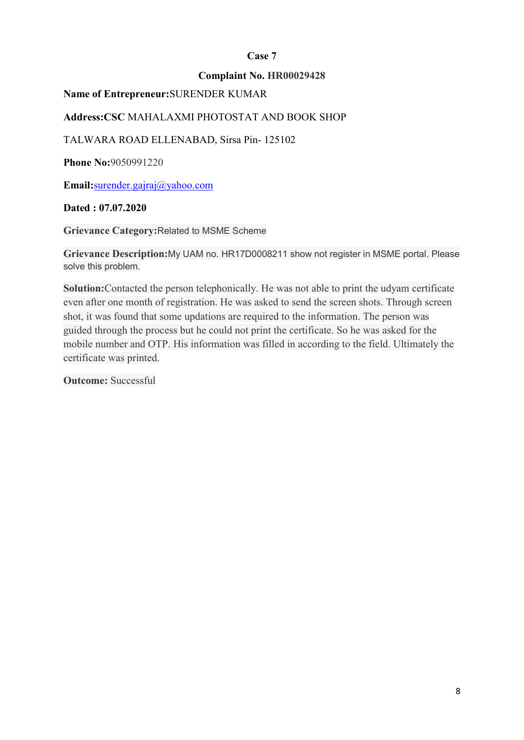**Case 7**

**Complaint No. HR00029428**

**Name of Entrepreneur:**SURENDER KUMAR

**Address:CSC** MAHALAXMI PHOTOSTAT AND BOOK SHOP

TALWARA ROAD ELLENABAD, Sirsa Pin- 125102

**Phone No:**9050991220

**Email:**surender.gajraj@yahoo.com

**Dated : 07.07.2020**

**Grievance Category:**Related to MSME Scheme

**Grievance Description:**My UAM no. HR17D0008211 show not register in MSME portal. Please solve this problem.

**Solution:**Contacted the person telephonically. He was not able to print the udyam certificate even after one month of registration. He was asked to send the screen shots. Through screen shot, it was found that some updations are required to the information. The person was guided through the process but he could not print the certificate. So he was asked for the mobile number and OTP. His information was filled in according to the field. Ultimately the certificate was printed.

**Outcome:** Successful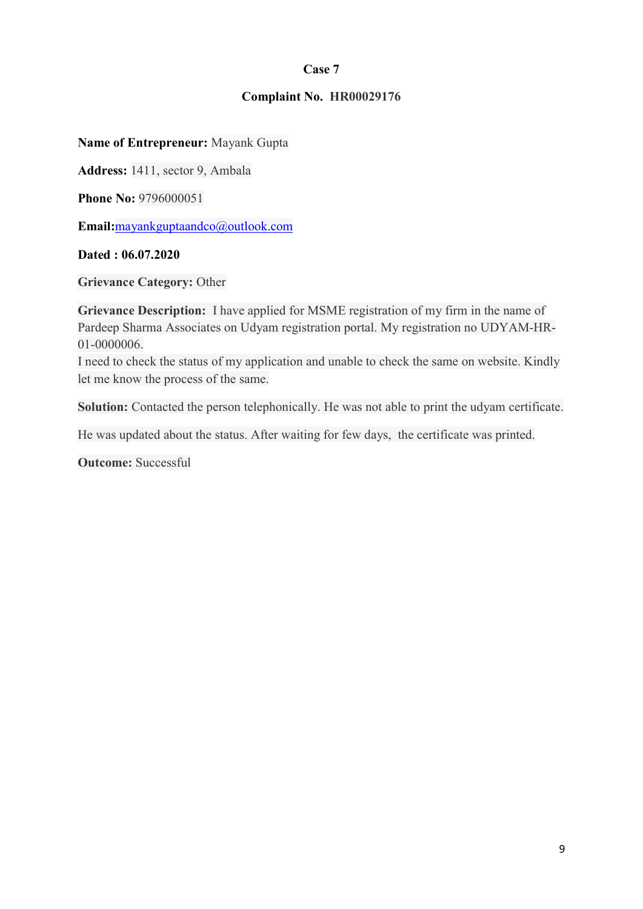**Case 7**

**Complaint No. HR00029176**

**Name of Entrepreneur:** Mayank Gupta

**Address:** 1411, sector 9, Ambala

**Phone No:** 9796000051

**Email:**[mayankguptaandco@outlook.com](mailto:mayankguptaandco@outlook.com)

**Dated : 06.07.2020**

**Grievance Category:** Other

**Grievance Description:** I have applied for MSME registration of my firm in the name of Pardeep Sharma Associates on Udyam registration portal. My registration no UDYAM-HR-01-0000006.
I need to check the status of my application and unable to check the same on website. Kindly let me know the process of the same.

**Solution:** Contacted the person telephonically. He was not able to print the udyam certificate.

He was updated about the status. After waiting for few days, the certificate was printed.

**Outcome:** Successful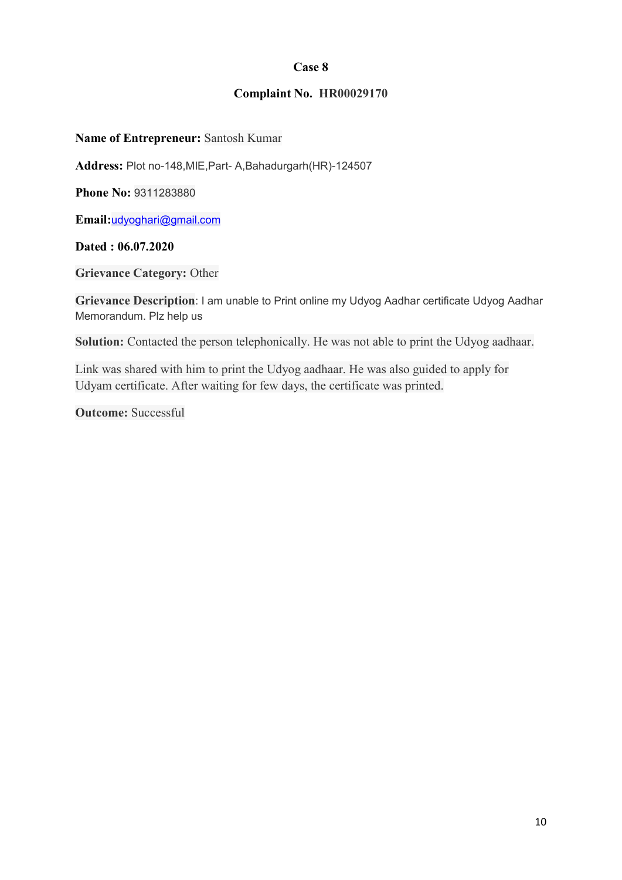**Case 8**

**Complaint No. HR00029170**

**Name of Entrepreneur:** Santosh Kumar

**Address:** Plot no-148,MIE,Part- A,Bahadurgarh(HR)-124507

**Phone No:** 9311283880

**Email:**udyoghari@gmail.com

**Dated : 06.07.2020**

**Grievance Category:** Other

**Grievance Description**: I am unable to Print online my Udyog Aadhar certificate Udyog Aadhar Memorandum. Plz help us

**Solution:** Contacted the person telephonically. He was not able to print the Udyog aadhaar.

Link was shared with him to print the Udyog aadhaar. He was also guided to apply for Udyam certificate. After waiting for few days, the certificate was printed.

**Outcome:** Successful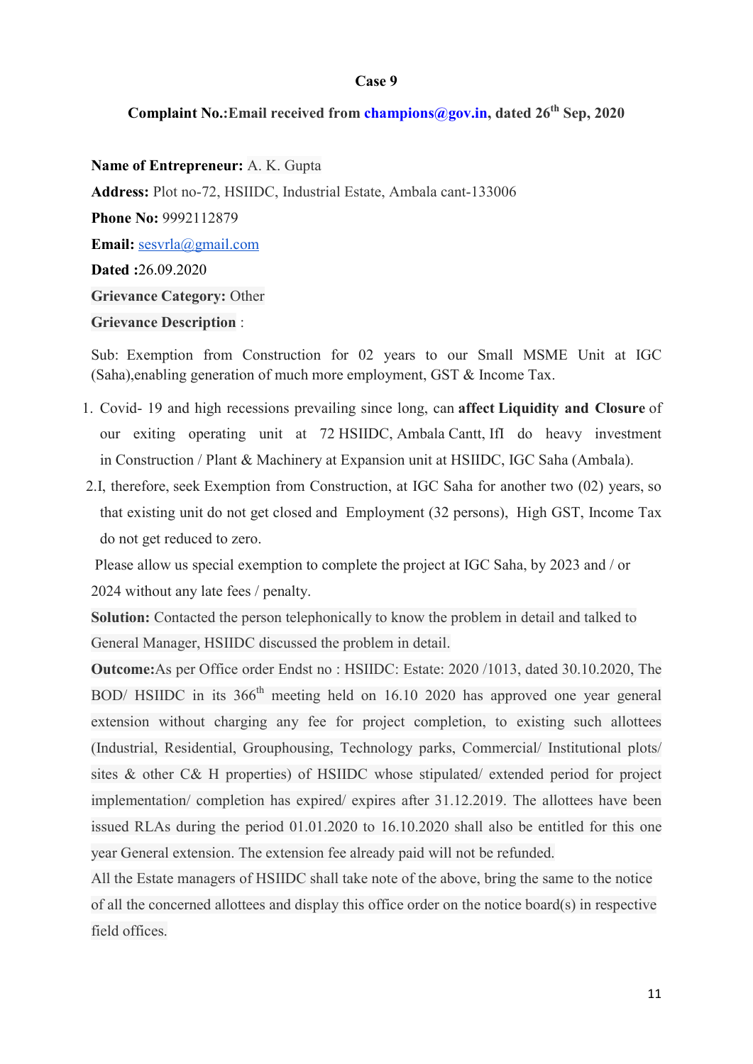**Case 9**

**Complaint No.:Email received from champions@gov.in, dated 26th Sep, 2020**

**Name of Entrepreneur:** A. K. Gupta

**Address:** Plot no-72, HSIIDC, Industrial Estate, Ambala cant-133006

**Phone No:** 9992112879

**Email:** sesvrla@gmail.com

**Dated :**26.09.2020

**Grievance Category:** Other

**Grievance Description** :

Sub: Exemption from Construction for 02 years to our Small MSME Unit at IGC (Saha),enabling generation of much more employment, GST & Income Tax.

1. Covid- 19 and high recessions prevailing since long, can **affect Liquidity and Closure** of our exiting operating unit at 72 HSIIDC, Ambala Cantt, IfI do heavy investment in Construction / Plant & Machinery at Expansion unit at HSIIDC, IGC Saha (Ambala).
2. I, therefore, seek Exemption from Construction, at IGC Saha for another two (02) years, so that existing unit do not get closed and Employment (32 persons), High GST, Income Tax do not get reduced to zero.

Please allow us special exemption to complete the project at IGC Saha, by 2023 and / or 2024 without any late fees / penalty.

**Solution:** Contacted the person telephonically to know the problem in detail and talked to General Manager, HSIIDC discussed the problem in detail.

**Outcome:**As per Office order Endst no : HSIIDC: Estate: 2020 /1013, dated 30.10.2020, The BOD/ HSIIDC in its 366th meeting held on 16.10 2020 has approved one year general extension without charging any fee for project completion, to existing such allottees (Industrial, Residential, Grouphousing, Technology parks, Commercial/ Institutional plots/ sites & other C& H properties) of HSIIDC whose stipulated/ extended period for project implementation/ completion has expired/ expires after 31.12.2019. The allottees have been issued RLAs during the period 01.01.2020 to 16.10.2020 shall also be entitled for this one year General extension. The extension fee already paid will not be refunded.

All the Estate managers of HSIIDC shall take note of the above, bring the same to the notice of all the concerned allottees and display this office order on the notice board(s) in respective field offices.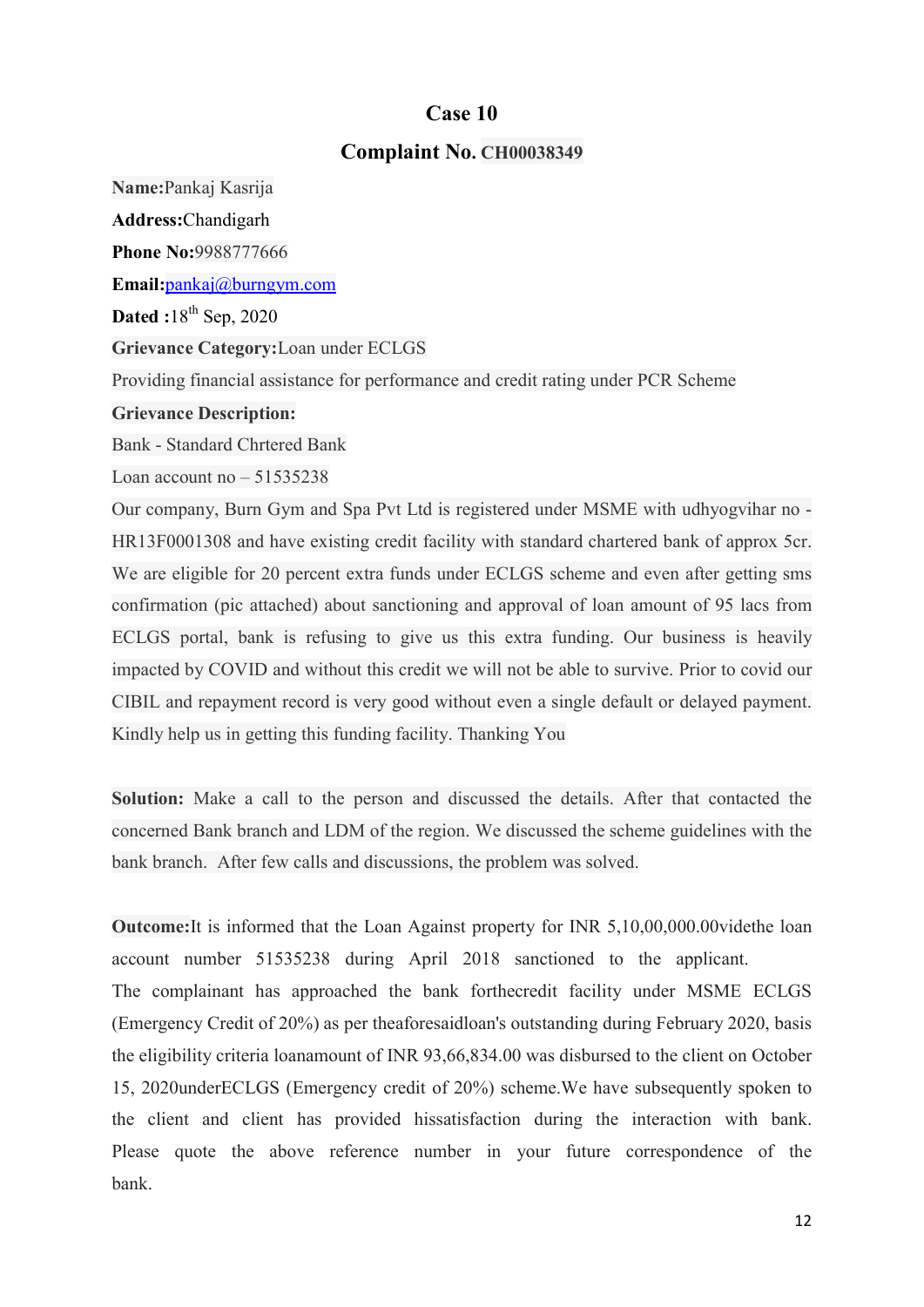## Case 10

## Complaint No. CH00038349

**Name:**Pankaj Kasrija

**Address:**Chandigarh

**Phone No:**9988777666

**Email:**pankaj@burngym.com

**Dated :**18th Sep, 2020

**Grievance Category:**Loan under ECLGS

Providing financial assistance for performance and credit rating under PCR Scheme

**Grievance Description:**

Bank - Standard Chrtered Bank

Loan account no – 51535238

Our company, Burn Gym and Spa Pvt Ltd is registered under MSME with udhyogvihar no - HR13F0001308 and have existing credit facility with standard chartered bank of approx 5cr. We are eligible for 20 percent extra funds under ECLGS scheme and even after getting sms confirmation (pic attached) about sanctioning and approval of loan amount of 95 lacs from ECLGS portal, bank is refusing to give us this extra funding. Our business is heavily impacted by COVID and without this credit we will not be able to survive. Prior to covid our CIBIL and repayment record is very good without even a single default or delayed payment. Kindly help us in getting this funding facility. Thanking You

**Solution:** Make a call to the person and discussed the details. After that contacted the concerned Bank branch and LDM of the region. We discussed the scheme guidelines with the bank branch. After few calls and discussions, the problem was solved.

**Outcome:**It is informed that the Loan Against property for INR 5,10,00,000.00videthe loan account number 51535238 during April 2018 sanctioned to the applicant.
The complainant has approached the bank forthecredit facility under MSME ECLGS (Emergency Credit of 20%) as per theaforesaidloan's outstanding during February 2020, basis the eligibility criteria loanamount of INR 93,66,834.00 was disbursed to the client on October 15, 2020underECLGS (Emergency credit of 20%) scheme.We have subsequently spoken to the client and client has provided hissatisfaction during the interaction with bank. Please quote the above reference number in your future correspondence of the bank.